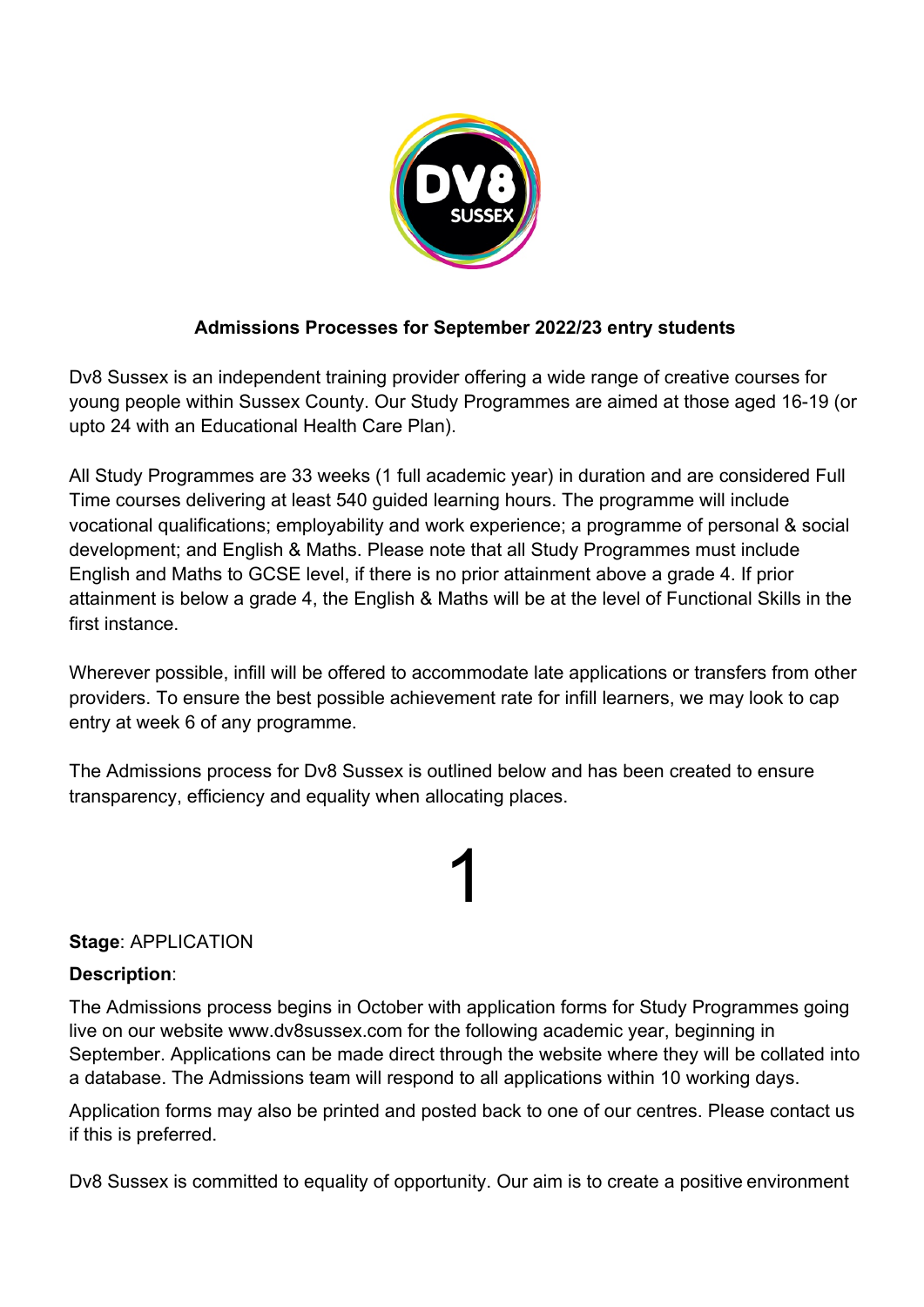# Admissions Processes for September 2022/23 entry students

Dv8 Sussex is an independent training provider offering a wide range of creative courses for young people within Sussex County. Our Study Programmes are aimed at those aged 16-19 (or upto 24 with an Educational Health Care Plan).

All Study Programmes are 33 weeks (1 full academic year) in duration and are considered Full Time courses delivering at least 540 guided learning hours. The programme will include vocational qualifications; employability and work experience; a programme of personal & social development; and English & Maths. Please note that all Study Programmes must include English and Maths to GCSE level, if there is no prior attainment above a grade 4. If prior attainment is below a grade 4, the English & Maths will be at the level of Functional Skills in the first instance.

Wherever possible, infill will be offered to accommodate late applications or transfers from other providers. To ensure the best possible achievement rate for infill learners, we may look to cap entry at week 6 of any programme.

The Admissions process for Dv8 Sussex is outlined below and has been created to ensure transparency, efficiency and equality when allocating places.

## 1

**Stage**: APPLICATION

**Description**:

The Admissions process begins in October with application forms for Study Programmes going live on our website www.dv8sussex.com for the following academic year, beginning in September. Applications can be made direct through the website where they will be collated into a database. The Admissions team will respond to all applications within 10 working days.

Application forms may also be printed and posted back to one of our centres. Please contact us if this is preferred.

Dv8 Sussex is committed to equality of opportunity. Our aim is to create a positive environment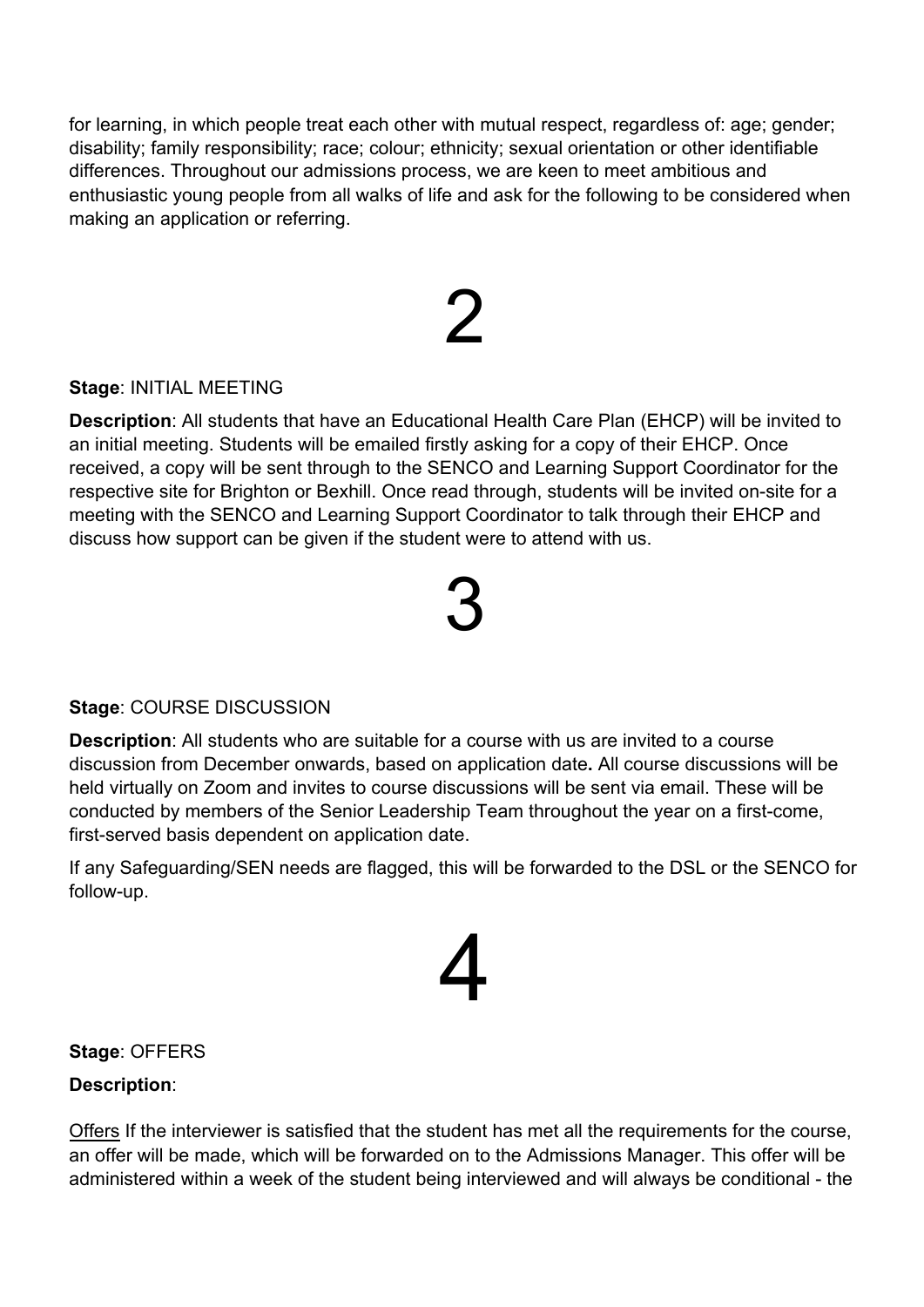for learning, in which people treat each other with mutual respect, regardless of: age; gender; disability; family responsibility; race; colour; ethnicity; sexual orientation or other identifiable differences. Throughout our admissions process, we are keen to meet ambitious and enthusiastic young people from all walks of life and ask for the following to be considered when making an application or referring.

# 2

**Stage**: INITIAL MEETING

**Description**: All students that have an Educational Health Care Plan (EHCP) will be invited to an initial meeting. Students will be emailed firstly asking for a copy of their EHCP. Once received, a copy will be sent through to the SENCO and Learning Support Coordinator for the respective site for Brighton or Bexhill. Once read through, students will be invited on-site for a meeting with the SENCO and Learning Support Coordinator to talk through their EHCP and discuss how support can be given if the student were to attend with us.

# 3

**Stage**: COURSE DISCUSSION

**Description**: All students who are suitable for a course with us are invited to a course discussion from December onwards, based on application date**.** All course discussions will be held virtually on Zoom and invites to course discussions will be sent via email. These will be conducted by members of the Senior Leadership Team throughout the year on a first-come, first-served basis dependent on application date.

If any Safeguarding/SEN needs are flagged, this will be forwarded to the DSL or the SENCO for follow-up.

# 4

**Stage**: OFFERS

**Description**:

<u>Offers</u> If the interviewer is satisfied that the student has met all the requirements for the course, an offer will be made, which will be forwarded on to the Admissions Manager. This offer will be administered within a week of the student being interviewed and will always be conditional - the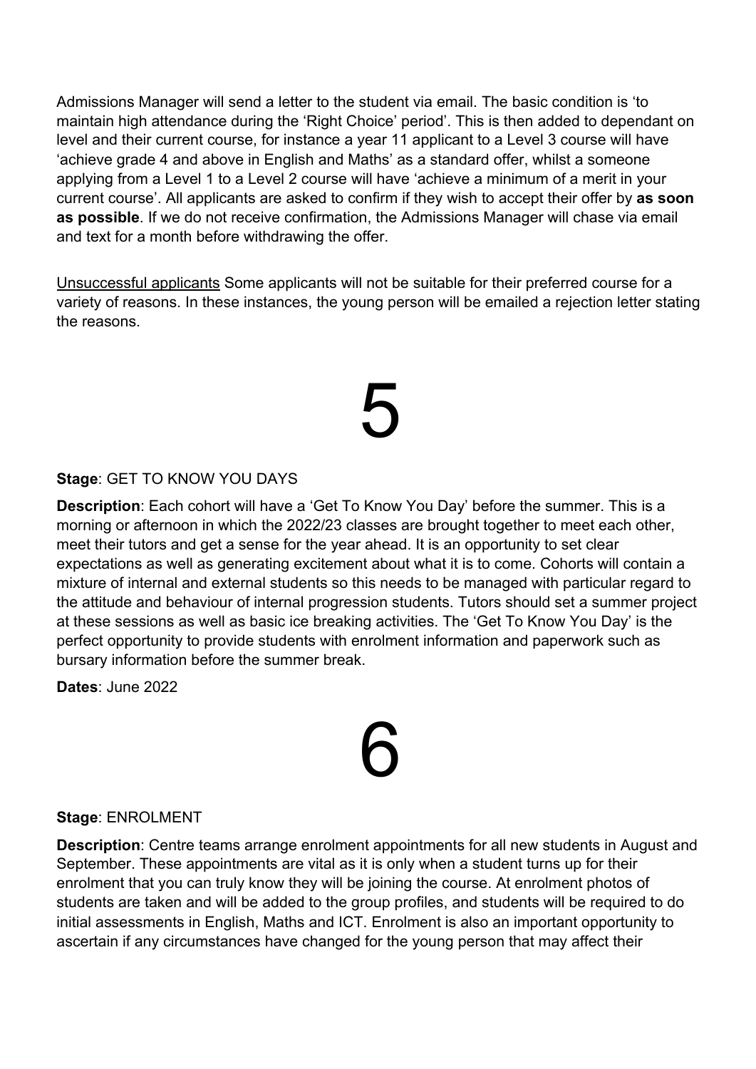Admissions Manager will send a letter to the student via email. The basic condition is 'to maintain high attendance during the 'Right Choice' period'. This is then added to dependant on level and their current course, for instance a year 11 applicant to a Level 3 course will have 'achieve grade 4 and above in English and Maths' as a standard offer, whilst a someone applying from a Level 1 to a Level 2 course will have 'achieve a minimum of a merit in your current course'. All applicants are asked to confirm if they wish to accept their offer by **as soon as possible**. If we do not receive confirmation, the Admissions Manager will chase via email and text for a month before withdrawing the offer.

Unsuccessful applicants Some applicants will not be suitable for their preferred course for a variety of reasons. In these instances, the young person will be emailed a rejection letter stating the reasons.

# 5

**Stage**: GET TO KNOW YOU DAYS

**Description**: Each cohort will have a 'Get To Know You Day' before the summer. This is a morning or afternoon in which the 2022/23 classes are brought together to meet each other, meet their tutors and get a sense for the year ahead. It is an opportunity to set clear expectations as well as generating excitement about what it is to come. Cohorts will contain a mixture of internal and external students so this needs to be managed with particular regard to the attitude and behaviour of internal progression students. Tutors should set a summer project at these sessions as well as basic ice breaking activities. The 'Get To Know You Day' is the perfect opportunity to provide students with enrolment information and paperwork such as bursary information before the summer break.

**Dates**: June 2022

# 6

**Stage**: ENROLMENT

**Description**: Centre teams arrange enrolment appointments for all new students in August and September. These appointments are vital as it is only when a student turns up for their enrolment that you can truly know they will be joining the course. At enrolment photos of students are taken and will be added to the group profiles, and students will be required to do initial assessments in English, Maths and ICT. Enrolment is also an important opportunity to ascertain if any circumstances have changed for the young person that may affect their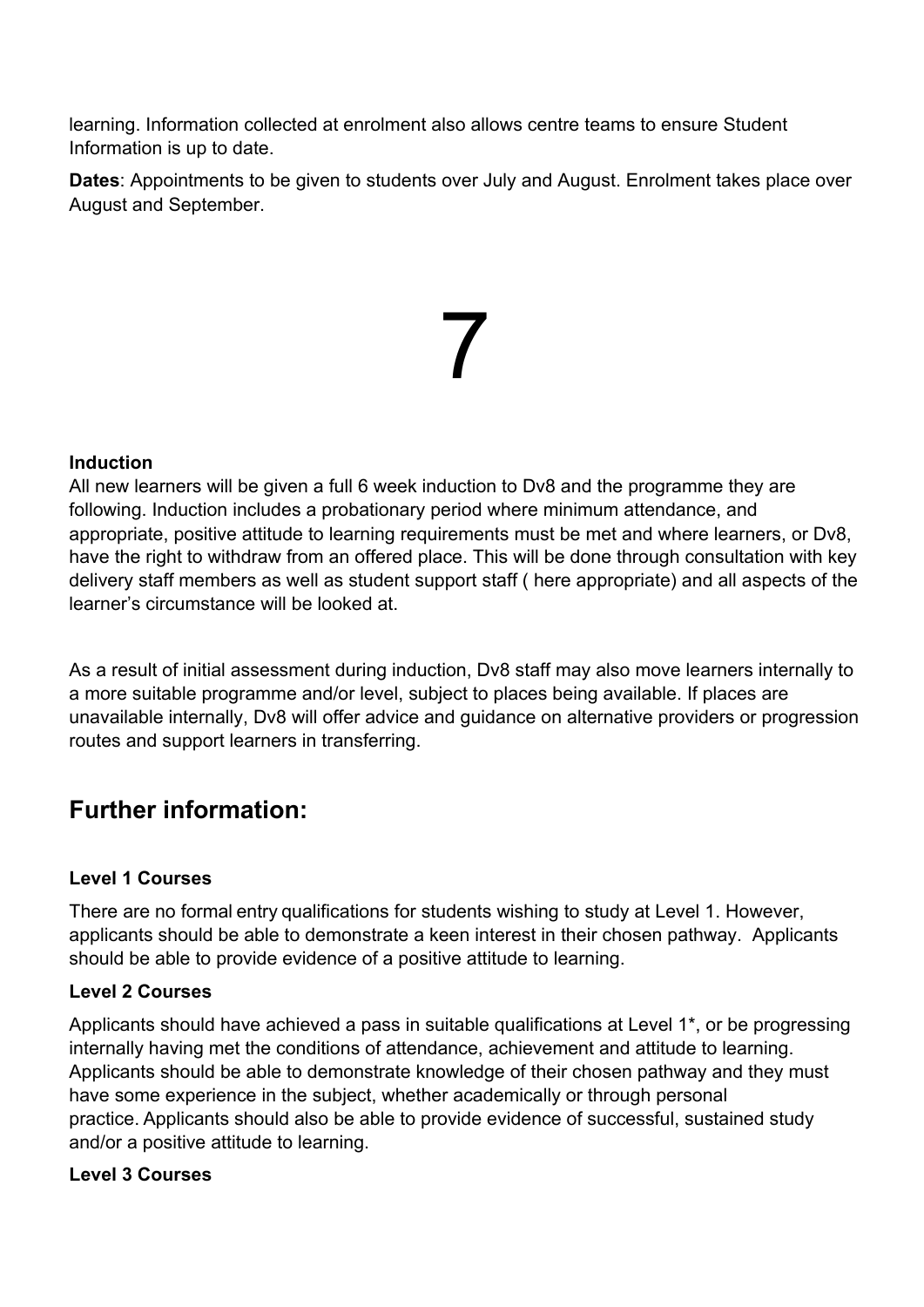learning. Information collected at enrolment also allows centre teams to ensure Student Information is up to date.

**Dates**: Appointments to be given to students over July and August. Enrolment takes place over August and September.

**Induction**

All new learners will be given a full 6 week induction to Dv8 and the programme they are following. Induction includes a probationary period where minimum attendance, and appropriate, positive attitude to learning requirements must be met and where learners, or Dv8, have the right to withdraw from an offered place. This will be done through consultation with key delivery staff members as well as student support staff ( here appropriate) and all aspects of the learner's circumstance will be looked at.

As a result of initial assessment during induction, Dv8 staff may also move learners internally to a more suitable programme and/or level, subject to places being available. If places are unavailable internally, Dv8 will offer advice and guidance on alternative providers or progression routes and support learners in transferring.

## Further information:

**Level 1 Courses**

There are no formal entry qualifications for students wishing to study at Level 1. However, applicants should be able to demonstrate a keen interest in their chosen pathway. Applicants should be able to provide evidence of a positive attitude to learning.

**Level 2 Courses**

Applicants should have achieved a pass in suitable qualifications at Level 1*, or be progressing internally having met the conditions of attendance, achievement and attitude to learning. Applicants should be able to demonstrate knowledge of their chosen pathway and they must have some experience in the subject, whether academically or through personal practice. Applicants should also be able to provide evidence of successful, sustained study and/or a positive attitude to learning.

**Level 3 Courses**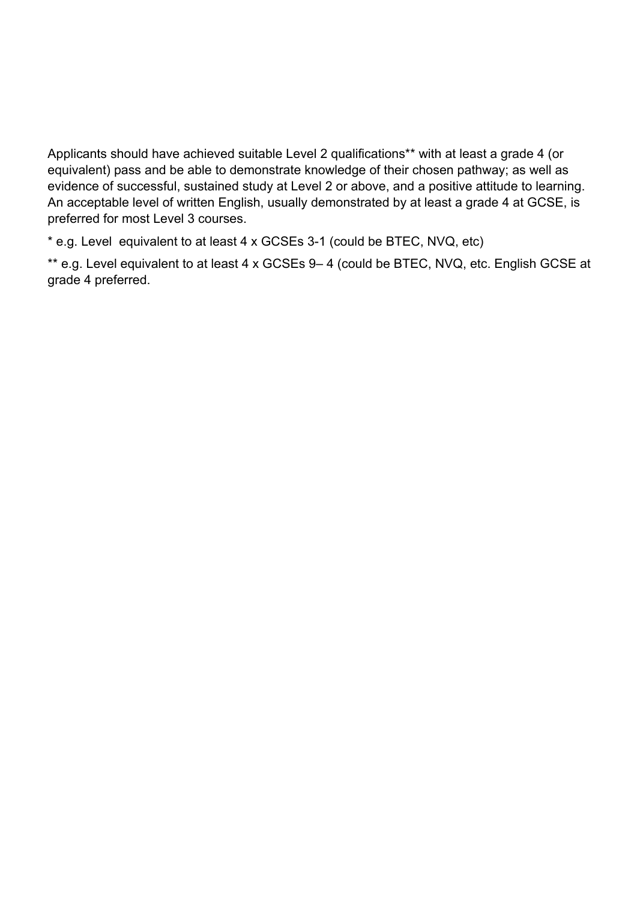Applicants should have achieved suitable Level 2 qualifications** with at least a grade 4 (or equivalent) pass and be able to demonstrate knowledge of their chosen pathway; as well as evidence of successful, sustained study at Level 2 or above, and a positive attitude to learning. An acceptable level of written English, usually demonstrated by at least a grade 4 at GCSE, is preferred for most Level 3 courses.

* e.g. Level  equivalent to at least 4 x GCSEs 3-1 (could be BTEC, NVQ, etc)

** e.g. Level equivalent to at least 4 x GCSEs 9– 4 (could be BTEC, NVQ, etc. English GCSE at grade 4 preferred.